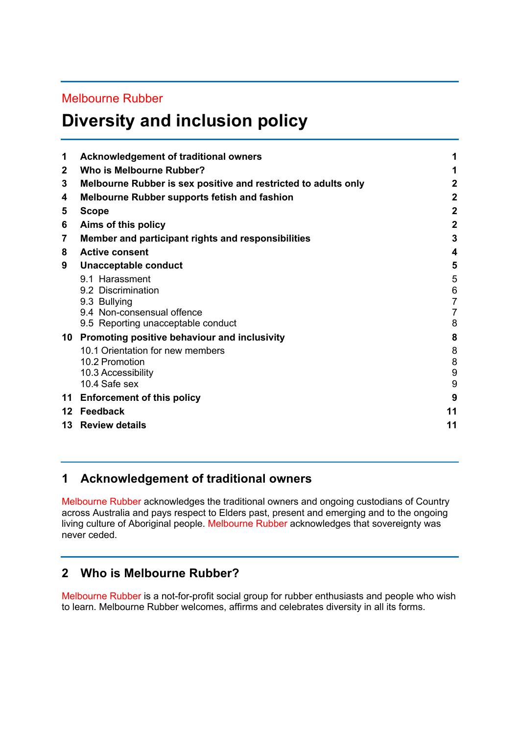Melbourne Rubber

# Diversity and inclusion policy

| | | |
|---|---|---|
| **1** | **Acknowledgement of traditional owners** | **1** |
| **2** | **Who is Melbourne Rubber?** | **1** |
| **3** | **Melbourne Rubber is sex positive and restricted to adults only** | **2** |
| **4** | **Melbourne Rubber supports fetish and fashion** | **2** |
| **5** | **Scope** | **2** |
| **6** | **Aims of this policy** | **2** |
| **7** | **Member and participant rights and responsibilities** | **3** |
| **8** | **Active consent** | **4** |
| **9** | **Unacceptable conduct** | **5** |
| | 9.1 Harassment | 5 |
| | 9.2 Discrimination | 6 |
| | 9.3 Bullying | 7 |
| | 9.4 Non-consensual offence | 7 |
| | 9.5 Reporting unacceptable conduct | 8 |
| **10** | **Promoting positive behaviour and inclusivity** | **8** |
| | 10.1 Orientation for new members | 8 |
| | 10.2 Promotion | 8 |
| | 10.3 Accessibility | 9 |
| | 10.4 Safe sex | 9 |
| **11** | **Enforcement of this policy** | **9** |
| **12** | **Feedback** | **11** |
| **13** | **Review details** | **11** |

## 1 Acknowledgement of traditional owners

Melbourne Rubber acknowledges the traditional owners and ongoing custodians of Country across Australia and pays respect to Elders past, present and emerging and to the ongoing living culture of Aboriginal people. Melbourne Rubber acknowledges that sovereignty was never ceded.

## 2 Who is Melbourne Rubber?

Melbourne Rubber is a not-for-profit social group for rubber enthusiasts and people who wish to learn. Melbourne Rubber welcomes, affirms and celebrates diversity in all its forms.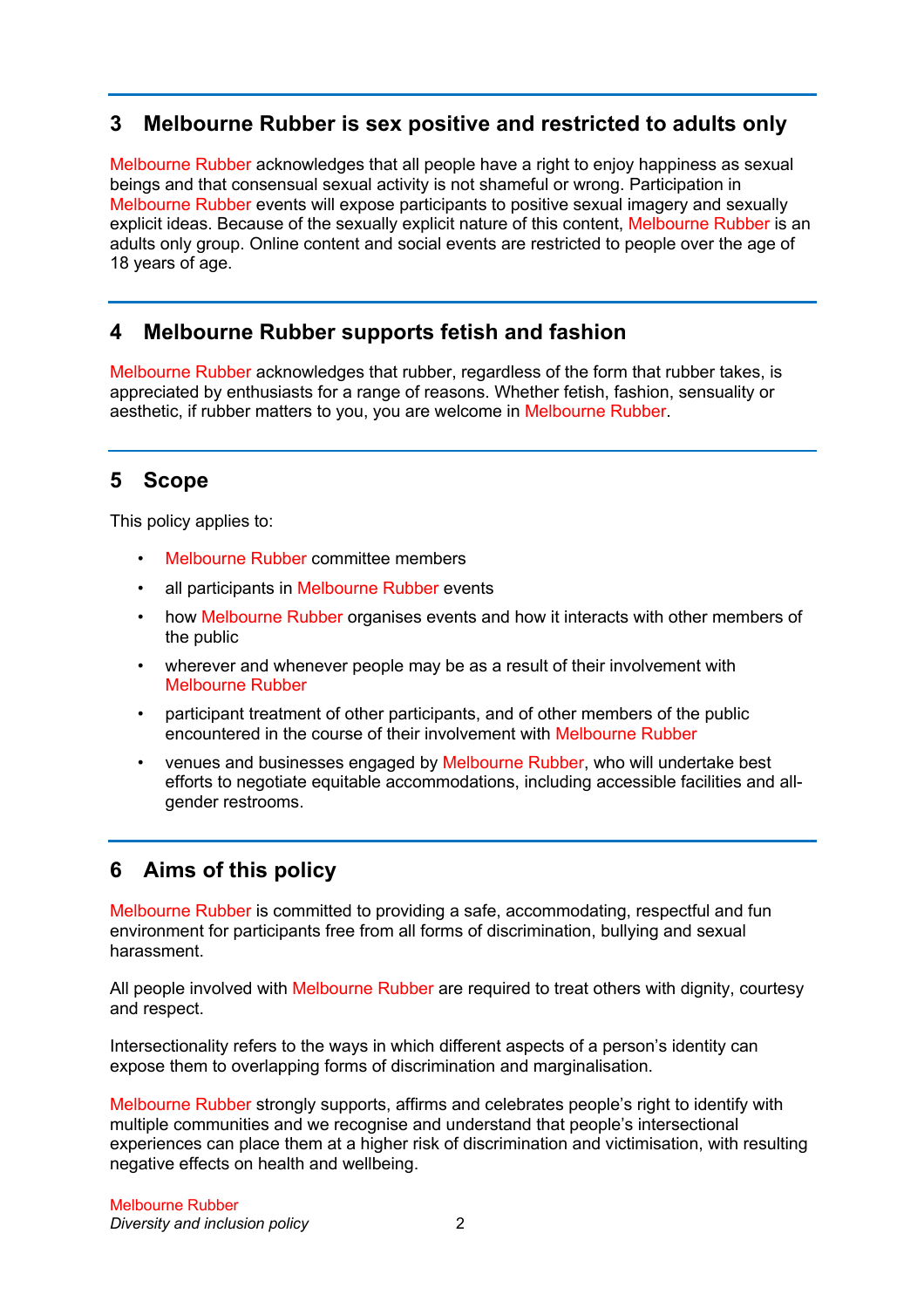## 3 Melbourne Rubber is sex positive and restricted to adults only

Melbourne Rubber acknowledges that all people have a right to enjoy happiness as sexual beings and that consensual sexual activity is not shameful or wrong. Participation in Melbourne Rubber events will expose participants to positive sexual imagery and sexually explicit ideas. Because of the sexually explicit nature of this content, Melbourne Rubber is an adults only group. Online content and social events are restricted to people over the age of 18 years of age.

## 4 Melbourne Rubber supports fetish and fashion

Melbourne Rubber acknowledges that rubber, regardless of the form that rubber takes, is appreciated by enthusiasts for a range of reasons. Whether fetish, fashion, sensuality or aesthetic, if rubber matters to you, you are welcome in Melbourne Rubber.

## 5 Scope

This policy applies to:

- Melbourne Rubber committee members
- all participants in Melbourne Rubber events
- how Melbourne Rubber organises events and how it interacts with other members of the public
- wherever and whenever people may be as a result of their involvement with Melbourne Rubber
- participant treatment of other participants, and of other members of the public encountered in the course of their involvement with Melbourne Rubber
- venues and businesses engaged by Melbourne Rubber, who will undertake best efforts to negotiate equitable accommodations, including accessible facilities and all-gender restrooms.

## 6 Aims of this policy

Melbourne Rubber is committed to providing a safe, accommodating, respectful and fun environment for participants free from all forms of discrimination, bullying and sexual harassment.

All people involved with Melbourne Rubber are required to treat others with dignity, courtesy and respect.

Intersectionality refers to the ways in which different aspects of a person's identity can expose them to overlapping forms of discrimination and marginalisation.

Melbourne Rubber strongly supports, affirms and celebrates people's right to identify with multiple communities and we recognise and understand that people's intersectional experiences can place them at a higher risk of discrimination and victimisation, with resulting negative effects on health and wellbeing.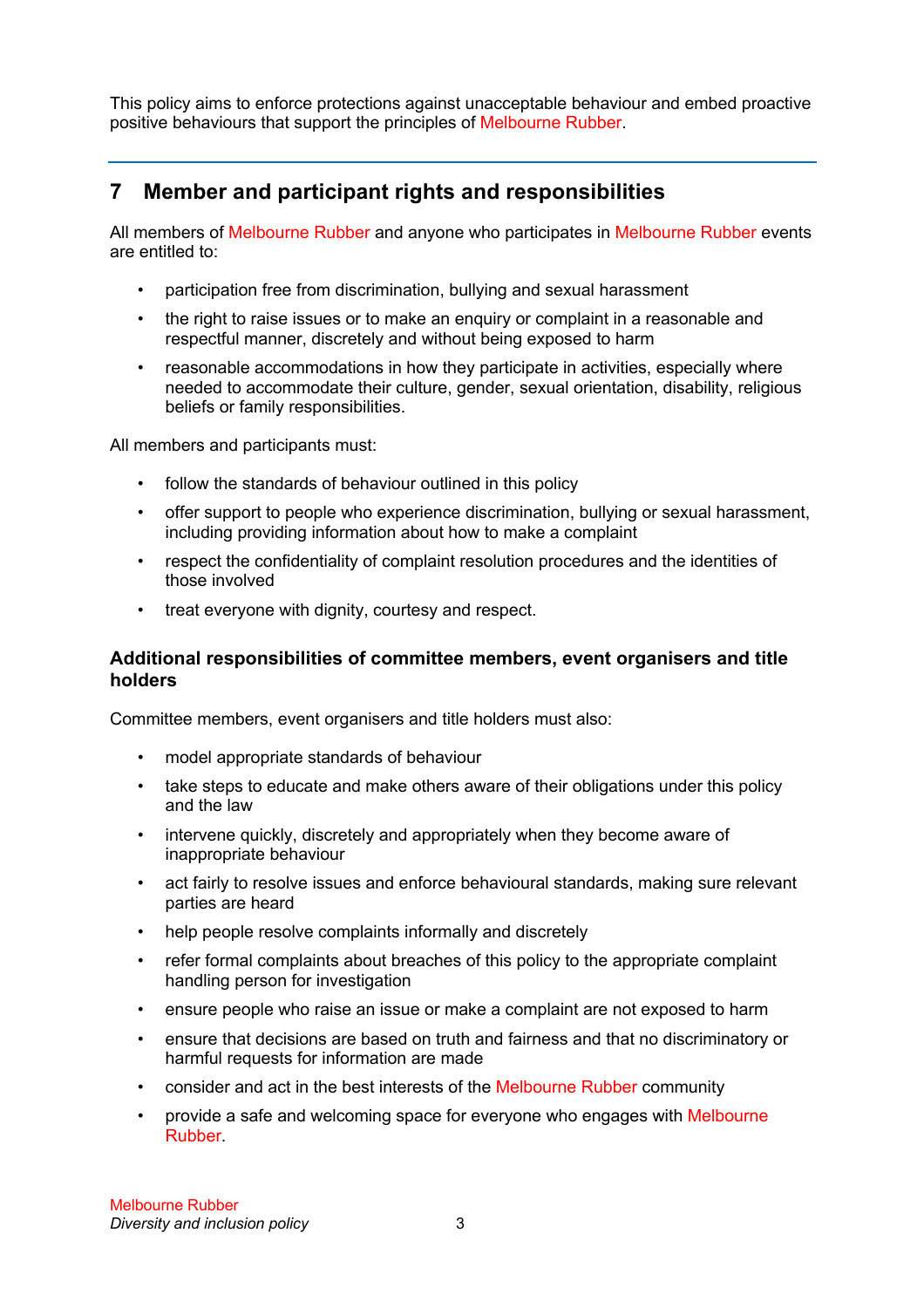This policy aims to enforce protections against unacceptable behaviour and embed proactive positive behaviours that support the principles of Melbourne Rubber.

## 7 Member and participant rights and responsibilities

All members of Melbourne Rubber and anyone who participates in Melbourne Rubber events are entitled to:

- participation free from discrimination, bullying and sexual harassment
- the right to raise issues or to make an enquiry or complaint in a reasonable and respectful manner, discretely and without being exposed to harm
- reasonable accommodations in how they participate in activities, especially where needed to accommodate their culture, gender, sexual orientation, disability, religious beliefs or family responsibilities.

All members and participants must:

- follow the standards of behaviour outlined in this policy
- offer support to people who experience discrimination, bullying or sexual harassment, including providing information about how to make a complaint
- respect the confidentiality of complaint resolution procedures and the identities of those involved
- treat everyone with dignity, courtesy and respect.

### Additional responsibilities of committee members, event organisers and title holders

Committee members, event organisers and title holders must also:

- model appropriate standards of behaviour
- take steps to educate and make others aware of their obligations under this policy and the law
- intervene quickly, discretely and appropriately when they become aware of inappropriate behaviour
- act fairly to resolve issues and enforce behavioural standards, making sure relevant parties are heard
- help people resolve complaints informally and discretely
- refer formal complaints about breaches of this policy to the appropriate complaint handling person for investigation
- ensure people who raise an issue or make a complaint are not exposed to harm
- ensure that decisions are based on truth and fairness and that no discriminatory or harmful requests for information are made
- consider and act in the best interests of the Melbourne Rubber community
- provide a safe and welcoming space for everyone who engages with Melbourne Rubber.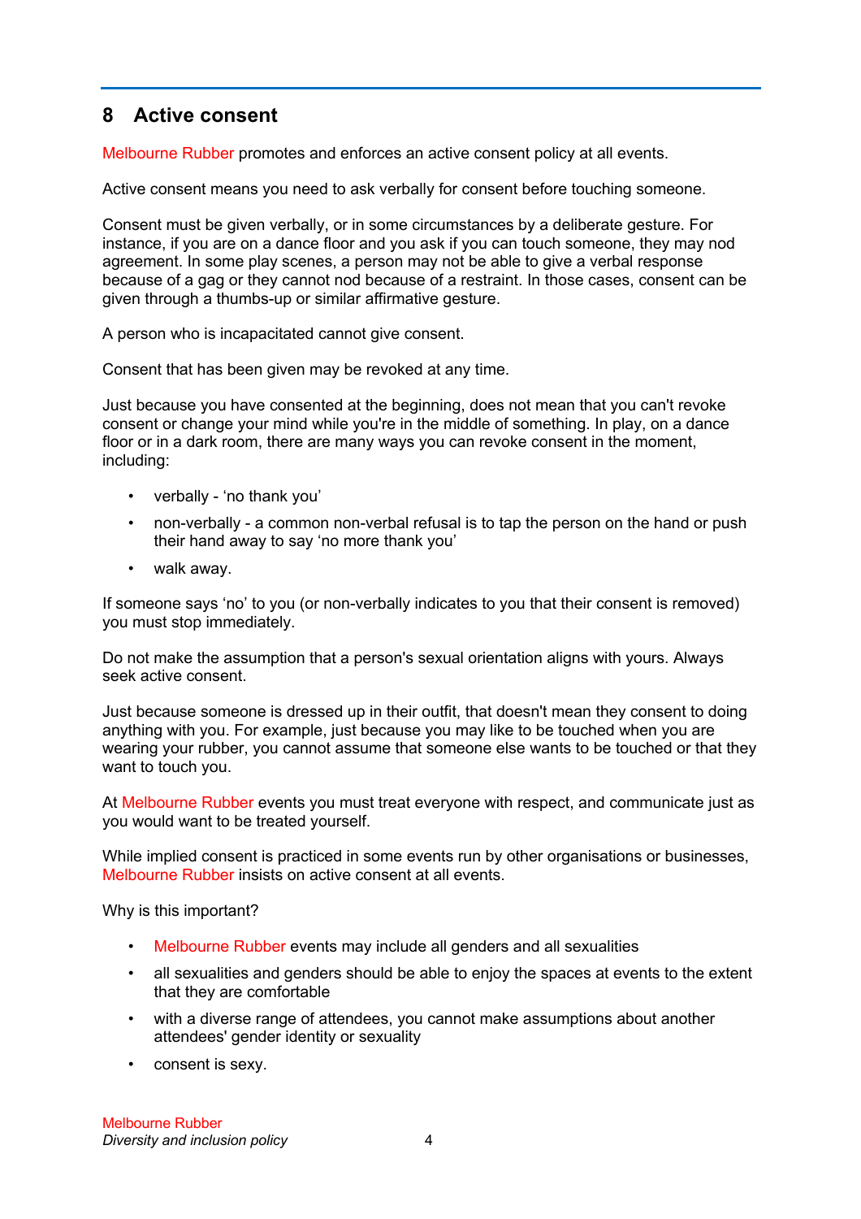## 8 Active consent

Melbourne Rubber promotes and enforces an active consent policy at all events.

Active consent means you need to ask verbally for consent before touching someone.

Consent must be given verbally, or in some circumstances by a deliberate gesture. For instance, if you are on a dance floor and you ask if you can touch someone, they may nod agreement. In some play scenes, a person may not be able to give a verbal response because of a gag or they cannot nod because of a restraint. In those cases, consent can be given through a thumbs-up or similar affirmative gesture.

A person who is incapacitated cannot give consent.

Consent that has been given may be revoked at any time.

Just because you have consented at the beginning, does not mean that you can't revoke consent or change your mind while you're in the middle of something. In play, on a dance floor or in a dark room, there are many ways you can revoke consent in the moment, including:

- verbally - 'no thank you'
- non-verbally - a common non-verbal refusal is to tap the person on the hand or push their hand away to say 'no more thank you'
- walk away.

If someone says 'no' to you (or non-verbally indicates to you that their consent is removed) you must stop immediately.

Do not make the assumption that a person's sexual orientation aligns with yours. Always seek active consent.

Just because someone is dressed up in their outfit, that doesn't mean they consent to doing anything with you. For example, just because you may like to be touched when you are wearing your rubber, you cannot assume that someone else wants to be touched or that they want to touch you.

At Melbourne Rubber events you must treat everyone with respect, and communicate just as you would want to be treated yourself.

While implied consent is practiced in some events run by other organisations or businesses, Melbourne Rubber insists on active consent at all events.

Why is this important?

- Melbourne Rubber events may include all genders and all sexualities
- all sexualities and genders should be able to enjoy the spaces at events to the extent that they are comfortable
- with a diverse range of attendees, you cannot make assumptions about another attendees' gender identity or sexuality
- consent is sexy.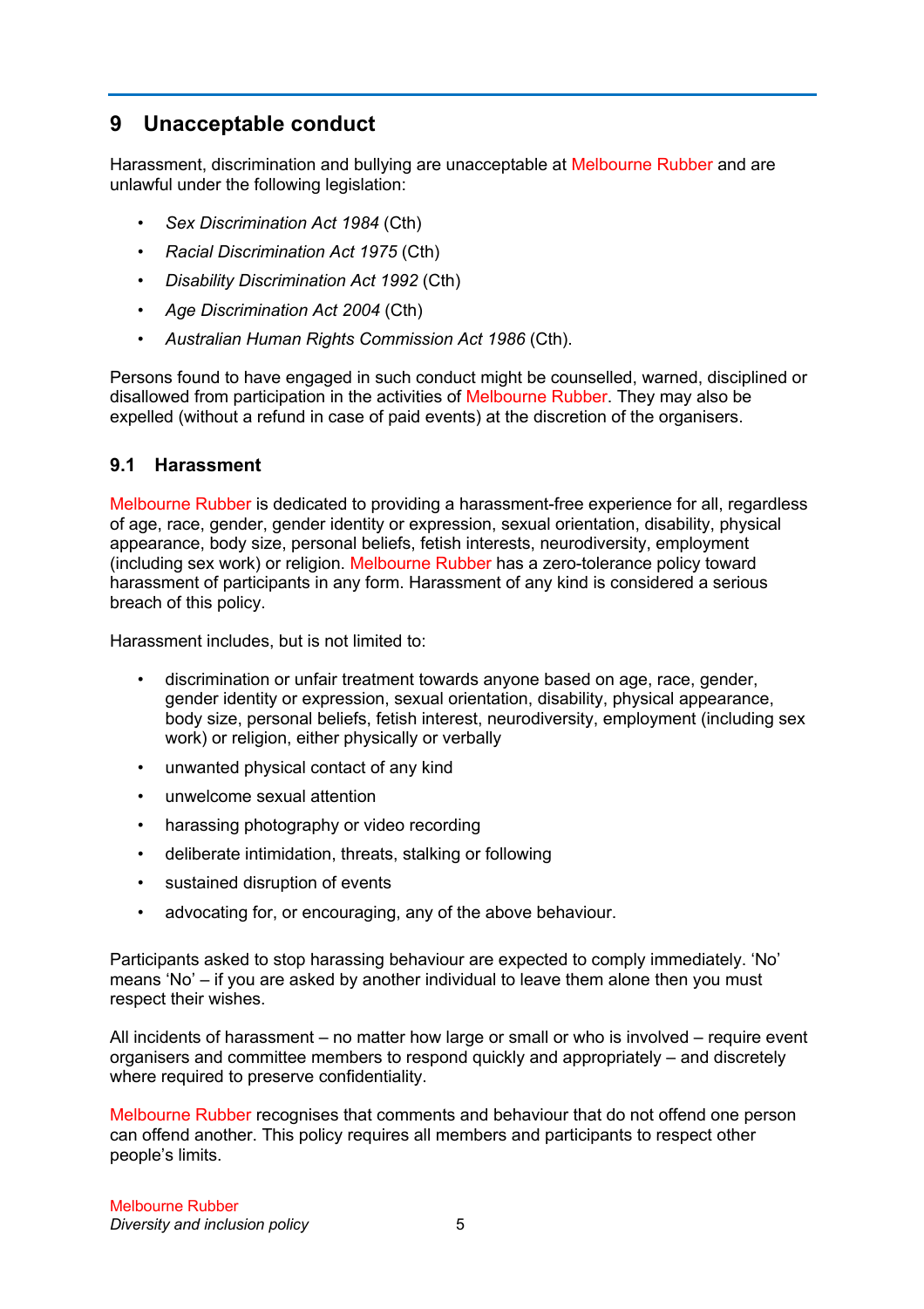## 9 Unacceptable conduct

Harassment, discrimination and bullying are unacceptable at Melbourne Rubber and are unlawful under the following legislation:

- *Sex Discrimination Act 1984* (Cth)
- *Racial Discrimination Act 1975* (Cth)
- *Disability Discrimination Act 1992* (Cth)
- *Age Discrimination Act 2004* (Cth)
- *Australian Human Rights Commission Act 1986* (Cth).

Persons found to have engaged in such conduct might be counselled, warned, disciplined or disallowed from participation in the activities of Melbourne Rubber. They may also be expelled (without a refund in case of paid events) at the discretion of the organisers.

### 9.1 Harassment

Melbourne Rubber is dedicated to providing a harassment-free experience for all, regardless of age, race, gender, gender identity or expression, sexual orientation, disability, physical appearance, body size, personal beliefs, fetish interests, neurodiversity, employment (including sex work) or religion. Melbourne Rubber has a zero-tolerance policy toward harassment of participants in any form. Harassment of any kind is considered a serious breach of this policy.

Harassment includes, but is not limited to:

- discrimination or unfair treatment towards anyone based on age, race, gender, gender identity or expression, sexual orientation, disability, physical appearance, body size, personal beliefs, fetish interest, neurodiversity, employment (including sex work) or religion, either physically or verbally
- unwanted physical contact of any kind
- unwelcome sexual attention
- harassing photography or video recording
- deliberate intimidation, threats, stalking or following
- sustained disruption of events
- advocating for, or encouraging, any of the above behaviour.

Participants asked to stop harassing behaviour are expected to comply immediately. 'No' means 'No' – if you are asked by another individual to leave them alone then you must respect their wishes.

All incidents of harassment – no matter how large or small or who is involved – require event organisers and committee members to respond quickly and appropriately – and discretely where required to preserve confidentiality.

Melbourne Rubber recognises that comments and behaviour that do not offend one person can offend another. This policy requires all members and participants to respect other people's limits.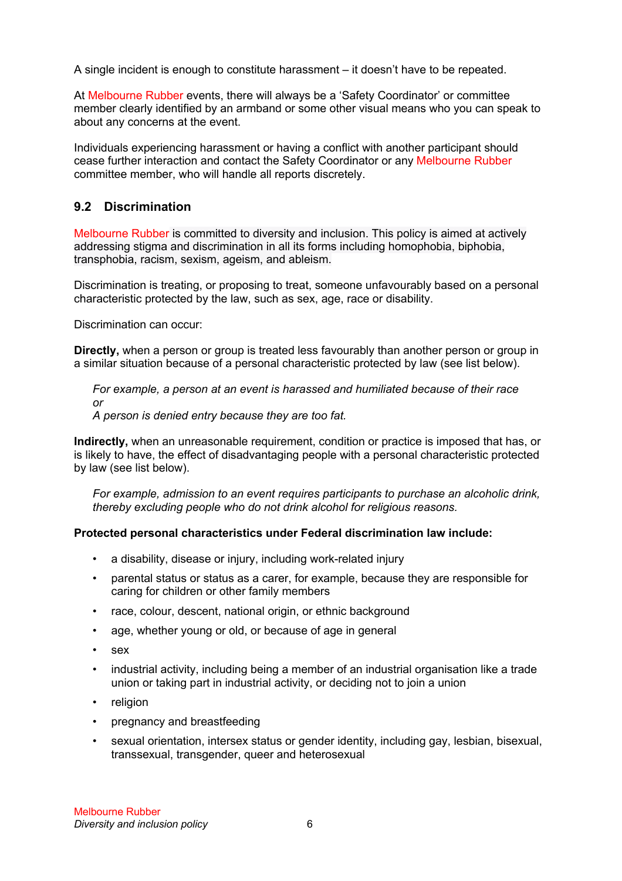A single incident is enough to constitute harassment – it doesn't have to be repeated.

At Melbourne Rubber events, there will always be a 'Safety Coordinator' or committee member clearly identified by an armband or some other visual means who you can speak to about any concerns at the event.

Individuals experiencing harassment or having a conflict with another participant should cease further interaction and contact the Safety Coordinator or any Melbourne Rubber committee member, who will handle all reports discretely.

### 9.2 Discrimination

Melbourne Rubber is committed to diversity and inclusion. This policy is aimed at actively addressing stigma and discrimination in all its forms including homophobia, biphobia, transphobia, racism, sexism, ageism, and ableism.

Discrimination is treating, or proposing to treat, someone unfavourably based on a personal characteristic protected by the law, such as sex, age, race or disability.

Discrimination can occur:

**Directly,** when a person or group is treated less favourably than another person or group in a similar situation because of a personal characteristic protected by law (see list below).

> *For example, a person at an event is harassed and humiliated because of their race*
> *or*
> *A person is denied entry because they are too fat.*

**Indirectly,** when an unreasonable requirement, condition or practice is imposed that has, or is likely to have, the effect of disadvantaging people with a personal characteristic protected by law (see list below).

> *For example, admission to an event requires participants to purchase an alcoholic drink, thereby excluding people who do not drink alcohol for religious reasons.*

**Protected personal characteristics under Federal discrimination law include:**

- a disability, disease or injury, including work-related injury
- parental status or status as a carer, for example, because they are responsible for caring for children or other family members
- race, colour, descent, national origin, or ethnic background
- age, whether young or old, or because of age in general
- sex
- industrial activity, including being a member of an industrial organisation like a trade union or taking part in industrial activity, or deciding not to join a union
- religion
- pregnancy and breastfeeding
- sexual orientation, intersex status or gender identity, including gay, lesbian, bisexual, transsexual, transgender, queer and heterosexual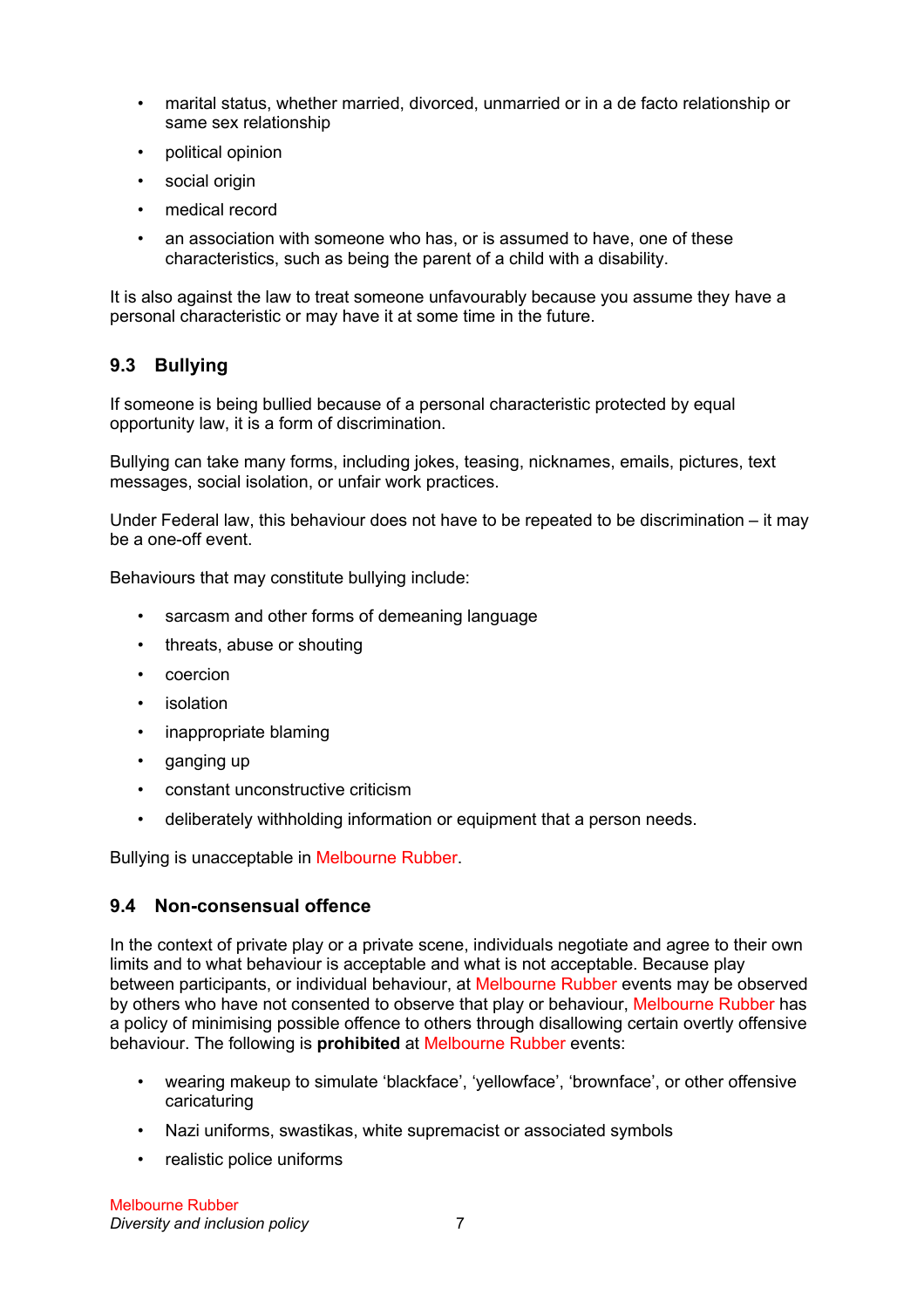- marital status, whether married, divorced, unmarried or in a de facto relationship or same sex relationship
- political opinion
- social origin
- medical record
- an association with someone who has, or is assumed to have, one of these characteristics, such as being the parent of a child with a disability.

It is also against the law to treat someone unfavourably because you assume they have a personal characteristic or may have it at some time in the future.

### 9.3 Bullying

If someone is being bullied because of a personal characteristic protected by equal opportunity law, it is a form of discrimination.

Bullying can take many forms, including jokes, teasing, nicknames, emails, pictures, text messages, social isolation, or unfair work practices.

Under Federal law, this behaviour does not have to be repeated to be discrimination – it may be a one-off event.

Behaviours that may constitute bullying include:

- sarcasm and other forms of demeaning language
- threats, abuse or shouting
- coercion
- isolation
- inappropriate blaming
- ganging up
- constant unconstructive criticism
- deliberately withholding information or equipment that a person needs.

Bullying is unacceptable in Melbourne Rubber.

### 9.4 Non-consensual offence

In the context of private play or a private scene, individuals negotiate and agree to their own limits and to what behaviour is acceptable and what is not acceptable. Because play between participants, or individual behaviour, at Melbourne Rubber events may be observed by others who have not consented to observe that play or behaviour, Melbourne Rubber has a policy of minimising possible offence to others through disallowing certain overtly offensive behaviour. The following is **prohibited** at Melbourne Rubber events:

- wearing makeup to simulate 'blackface', 'yellowface', 'brownface', or other offensive caricaturing
- Nazi uniforms, swastikas, white supremacist or associated symbols
- realistic police uniforms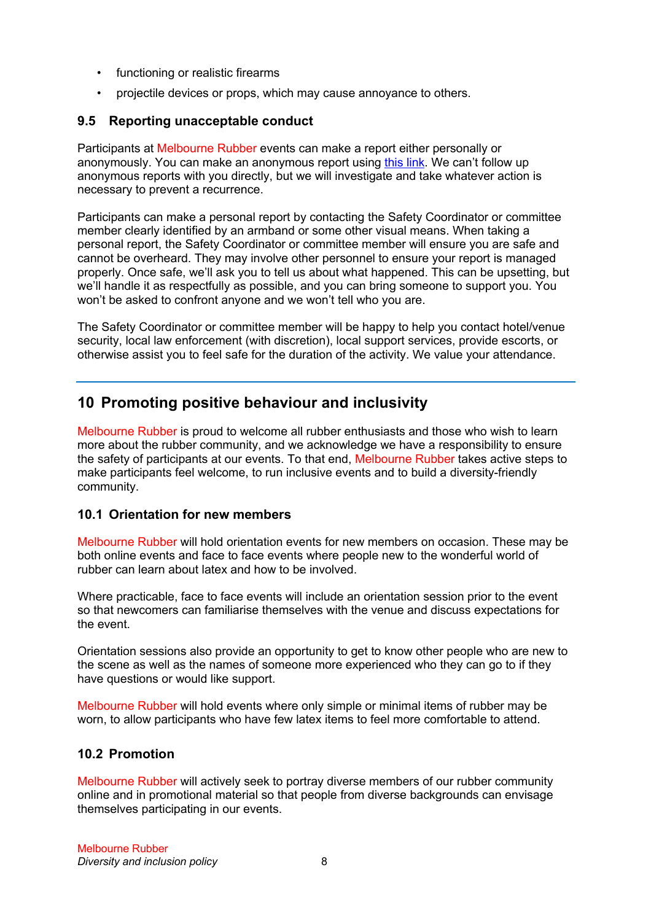- functioning or realistic firearms
- projectile devices or props, which may cause annoyance to others.

### 9.5 Reporting unacceptable conduct

Participants at Melbourne Rubber events can make a report either personally or anonymously. You can make an anonymous report using this link. We can't follow up anonymous reports with you directly, but we will investigate and take whatever action is necessary to prevent a recurrence.

Participants can make a personal report by contacting the Safety Coordinator or committee member clearly identified by an armband or some other visual means. When taking a personal report, the Safety Coordinator or committee member will ensure you are safe and cannot be overheard. They may involve other personnel to ensure your report is managed properly. Once safe, we'll ask you to tell us about what happened. This can be upsetting, but we'll handle it as respectfully as possible, and you can bring someone to support you. You won't be asked to confront anyone and we won't tell who you are.

The Safety Coordinator or committee member will be happy to help you contact hotel/venue security, local law enforcement (with discretion), local support services, provide escorts, or otherwise assist you to feel safe for the duration of the activity. We value your attendance.

## 10 Promoting positive behaviour and inclusivity

Melbourne Rubber is proud to welcome all rubber enthusiasts and those who wish to learn more about the rubber community, and we acknowledge we have a responsibility to ensure the safety of participants at our events. To that end, Melbourne Rubber takes active steps to make participants feel welcome, to run inclusive events and to build a diversity-friendly community.

### 10.1 Orientation for new members

Melbourne Rubber will hold orientation events for new members on occasion. These may be both online events and face to face events where people new to the wonderful world of rubber can learn about latex and how to be involved.

Where practicable, face to face events will include an orientation session prior to the event so that newcomers can familiarise themselves with the venue and discuss expectations for the event.

Orientation sessions also provide an opportunity to get to know other people who are new to the scene as well as the names of someone more experienced who they can go to if they have questions or would like support.

Melbourne Rubber will hold events where only simple or minimal items of rubber may be worn, to allow participants who have few latex items to feel more comfortable to attend.

### 10.2 Promotion

Melbourne Rubber will actively seek to portray diverse members of our rubber community online and in promotional material so that people from diverse backgrounds can envisage themselves participating in our events.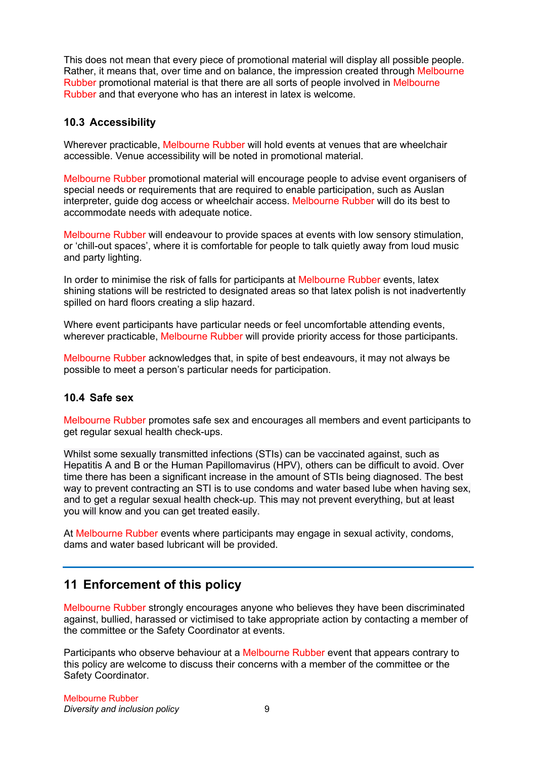This does not mean that every piece of promotional material will display all possible people. Rather, it means that, over time and on balance, the impression created through Melbourne Rubber promotional material is that there are all sorts of people involved in Melbourne Rubber and that everyone who has an interest in latex is welcome.

### 10.3 Accessibility

Wherever practicable, Melbourne Rubber will hold events at venues that are wheelchair accessible. Venue accessibility will be noted in promotional material.

Melbourne Rubber promotional material will encourage people to advise event organisers of special needs or requirements that are required to enable participation, such as Auslan interpreter, guide dog access or wheelchair access. Melbourne Rubber will do its best to accommodate needs with adequate notice.

Melbourne Rubber will endeavour to provide spaces at events with low sensory stimulation, or 'chill-out spaces', where it is comfortable for people to talk quietly away from loud music and party lighting.

In order to minimise the risk of falls for participants at Melbourne Rubber events, latex shining stations will be restricted to designated areas so that latex polish is not inadvertently spilled on hard floors creating a slip hazard.

Where event participants have particular needs or feel uncomfortable attending events, wherever practicable, Melbourne Rubber will provide priority access for those participants.

Melbourne Rubber acknowledges that, in spite of best endeavours, it may not always be possible to meet a person's particular needs for participation.

### 10.4 Safe sex

Melbourne Rubber promotes safe sex and encourages all members and event participants to get regular sexual health check-ups.

Whilst some sexually transmitted infections (STIs) can be vaccinated against, such as Hepatitis A and B or the Human Papillomavirus (HPV), others can be difficult to avoid. Over time there has been a significant increase in the amount of STIs being diagnosed. The best way to prevent contracting an STI is to use condoms and water based lube when having sex, and to get a regular sexual health check-up. This may not prevent everything, but at least you will know and you can get treated easily.

At Melbourne Rubber events where participants may engage in sexual activity, condoms, dams and water based lubricant will be provided.

## 11 Enforcement of this policy

Melbourne Rubber strongly encourages anyone who believes they have been discriminated against, bullied, harassed or victimised to take appropriate action by contacting a member of the committee or the Safety Coordinator at events.

Participants who observe behaviour at a Melbourne Rubber event that appears contrary to this policy are welcome to discuss their concerns with a member of the committee or the Safety Coordinator.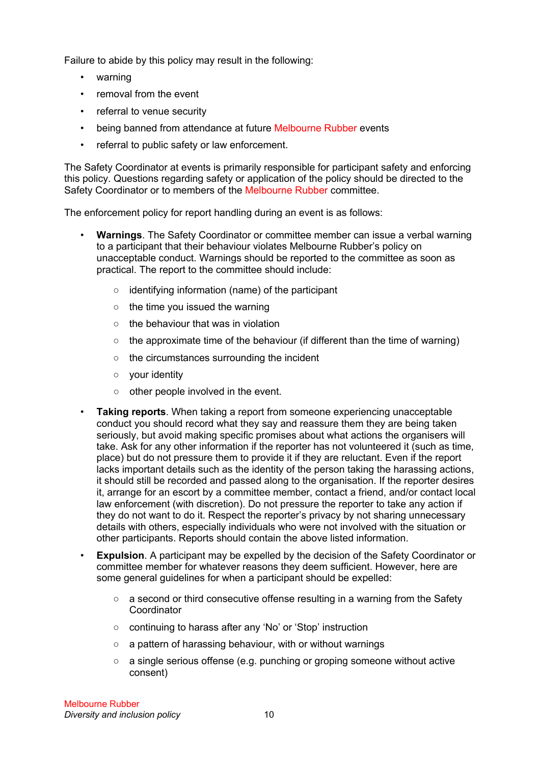Failure to abide by this policy may result in the following:

- warning
- removal from the event
- referral to venue security
- being banned from attendance at future Melbourne Rubber events
- referral to public safety or law enforcement.

The Safety Coordinator at events is primarily responsible for participant safety and enforcing this policy. Questions regarding safety or application of the policy should be directed to the Safety Coordinator or to members of the Melbourne Rubber committee.

The enforcement policy for report handling during an event is as follows:

- **Warnings**. The Safety Coordinator or committee member can issue a verbal warning to a participant that their behaviour violates Melbourne Rubber's policy on unacceptable conduct. Warnings should be reported to the committee as soon as practical. The report to the committee should include:
    - identifying information (name) of the participant
    - the time you issued the warning
    - the behaviour that was in violation
    - the approximate time of the behaviour (if different than the time of warning)
    - the circumstances surrounding the incident
    - your identity
    - other people involved in the event.
- **Taking reports**. When taking a report from someone experiencing unacceptable conduct you should record what they say and reassure them they are being taken seriously, but avoid making specific promises about what actions the organisers will take. Ask for any other information if the reporter has not volunteered it (such as time, place) but do not pressure them to provide it if they are reluctant. Even if the report lacks important details such as the identity of the person taking the harassing actions, it should still be recorded and passed along to the organisation. If the reporter desires it, arrange for an escort by a committee member, contact a friend, and/or contact local law enforcement (with discretion). Do not pressure the reporter to take any action if they do not want to do it. Respect the reporter's privacy by not sharing unnecessary details with others, especially individuals who were not involved with the situation or other participants. Reports should contain the above listed information.
- **Expulsion**. A participant may be expelled by the decision of the Safety Coordinator or committee member for whatever reasons they deem sufficient. However, here are some general guidelines for when a participant should be expelled:
    - a second or third consecutive offense resulting in a warning from the Safety Coordinator
    - continuing to harass after any 'No' or 'Stop' instruction
    - a pattern of harassing behaviour, with or without warnings
    - a single serious offense (e.g. punching or groping someone without active consent)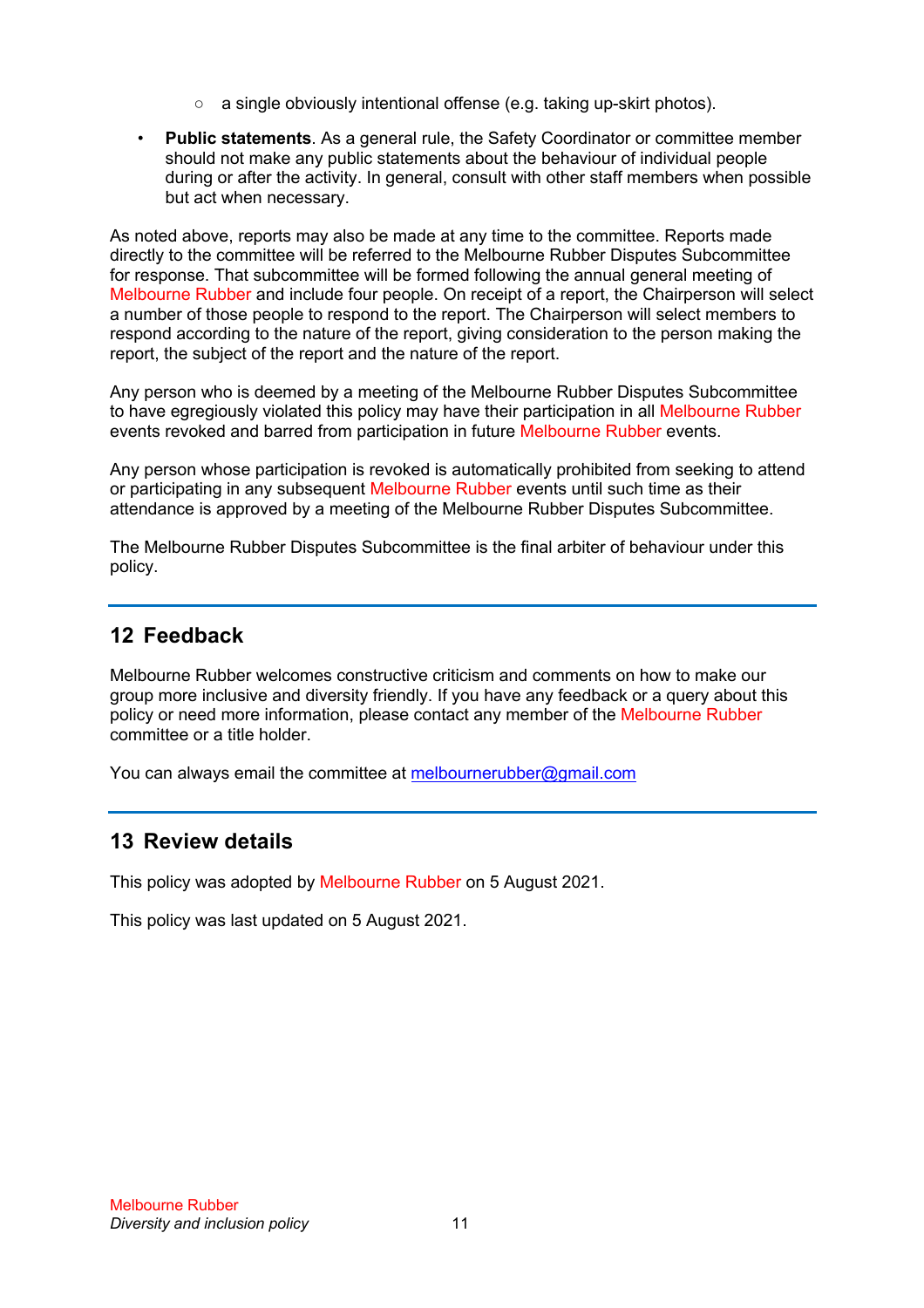- a single obviously intentional offense (e.g. taking up-skirt photos).

- **Public statements**. As a general rule, the Safety Coordinator or committee member should not make any public statements about the behaviour of individual people during or after the activity. In general, consult with other staff members when possible but act when necessary.

As noted above, reports may also be made at any time to the committee. Reports made directly to the committee will be referred to the Melbourne Rubber Disputes Subcommittee for response. That subcommittee will be formed following the annual general meeting of Melbourne Rubber and include four people. On receipt of a report, the Chairperson will select a number of those people to respond to the report. The Chairperson will select members to respond according to the nature of the report, giving consideration to the person making the report, the subject of the report and the nature of the report.

Any person who is deemed by a meeting of the Melbourne Rubber Disputes Subcommittee to have egregiously violated this policy may have their participation in all Melbourne Rubber events revoked and barred from participation in future Melbourne Rubber events.

Any person whose participation is revoked is automatically prohibited from seeking to attend or participating in any subsequent Melbourne Rubber events until such time as their attendance is approved by a meeting of the Melbourne Rubber Disputes Subcommittee.

The Melbourne Rubber Disputes Subcommittee is the final arbiter of behaviour under this policy.

## 12 Feedback

Melbourne Rubber welcomes constructive criticism and comments on how to make our group more inclusive and diversity friendly. If you have any feedback or a query about this policy or need more information, please contact any member of the Melbourne Rubber committee or a title holder.

You can always email the committee at melbournerubber@gmail.com

## 13 Review details

This policy was adopted by Melbourne Rubber on 5 August 2021.

This policy was last updated on 5 August 2021.